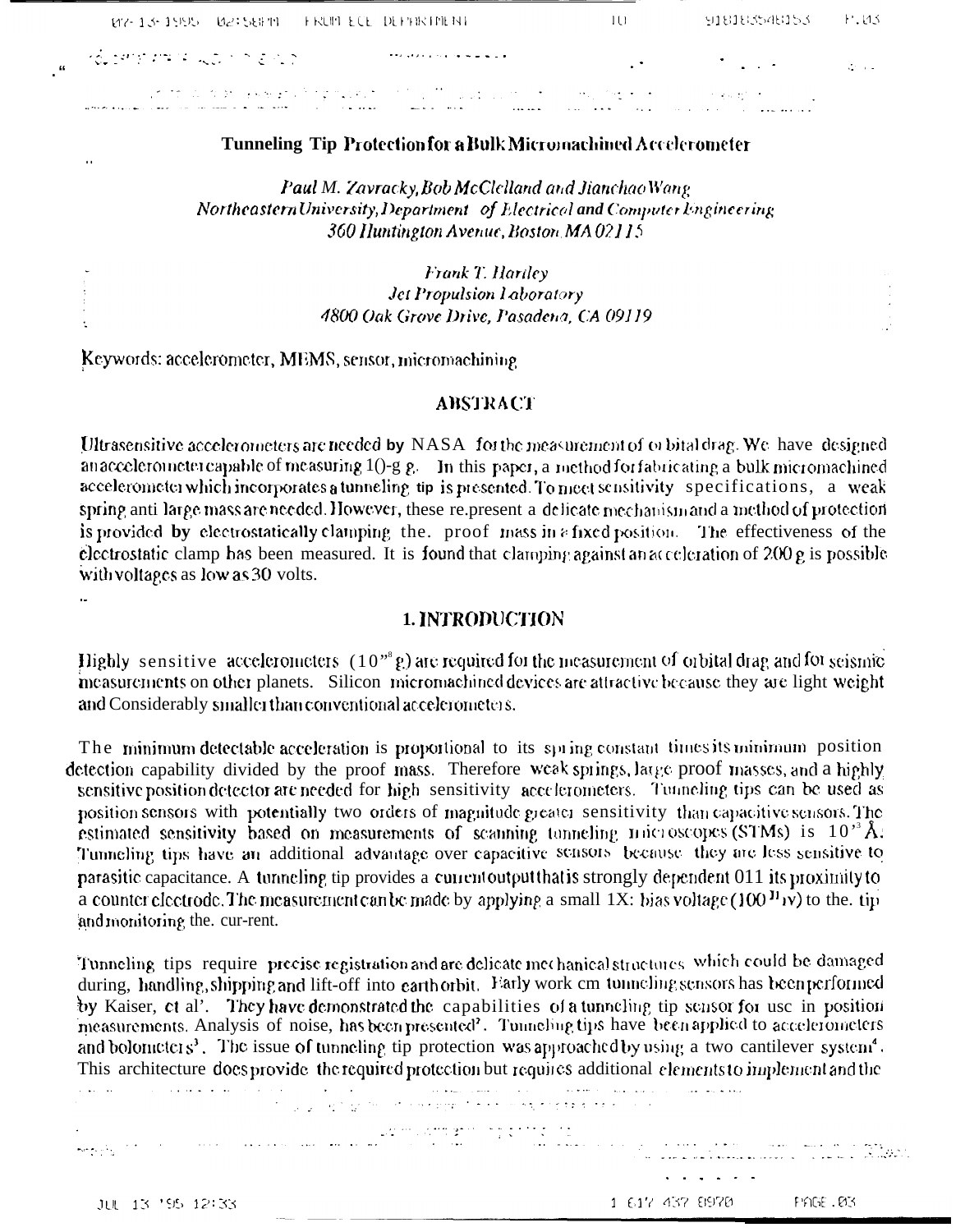# Tunneling Tip Protection for a Bulk Micromachined Accelerometer

*Paul M. Zavracky, Bob McClelland and Jianchao Wang*
*Northeastern University, Department of Electrical and Computer Engineering*
*360 Huntington Avenue, Boston, MA 02115*

*Frank T. Hartley*
*Jet Propulsion Laboratory*
*4800 Oak Grove Drive, Pasadena, CA 09119*

Keywords: accelerometer, MEMS, sensor, micromachining

## ABSTRACT

Ultrasensitive accelerometers are needed by NASA for the measurement of orbital drag. We have designed an accelerometer capable of measuring 1()-g g. In this paper, a method for fabricating a bulk micromachined accelerometer which incorporates a tunneling tip is presented. To meet sensitivity specifications, a weak spring anti large mass are needed. However, these re.present a delicate mechanism and a method of protection is provided by electrostatically clamping the. proof mass in a fixed position. The effectiveness of the electrostatic clamp has been measured. It is found that clamping against an acceleration of 200 g is possible with voltages as low as 30 volts.

## 1. INTRODUCTION

Highly sensitive accelerometers ($10^{-8}$ g) are required for the measurement of orbital drag and for seismic measurements on other planets. Silicon micromachined devices are attractive because they are light weight and Considerably smaller than conventional accelerometers.

The minimum detectable acceleration is proportional to its spring constant times its minimum position detection capability divided by the proof mass. Therefore weak springs, large proof masses, and a highly sensitive position detector are needed for high sensitivity accelerometers. Tunneling tips can be used as position sensors with potentially two orders of magnitude greater sensitivity than capacitive sensors. The estimated sensitivity based on measurements of scanning tunneling microscopes (STMs) is $10^{-3}$ Å. Tunneling tips have an additional advantage over capacitive sensors because they are less sensitive to parasitic capacitance. A tunneling tip provides a current output that is strongly dependent on its proximity to a counter electrode. The measurement can be made by applying a small DC bias voltage ($100^{31}$ mv) to the. tip and monitoring the. cur-rent.

Tunneling tips require precise registration and are delicate mechanical structures which could be damaged during, handling, shipping and lift-off into earth orbit. Early work on tunneling sensors has been performed by Kaiser, et al[1]. They have demonstrated the capabilities of a tunneling tip sensor for use in position measurements. Analysis of noise, has been presented[2]. Tunneling tips have been applied to accelerometers and bolometers[3]. The issue of tunneling tip protection was approached by using a two cantilever system[4]. This architecture does provide the required protection but requires additional elements to implement and the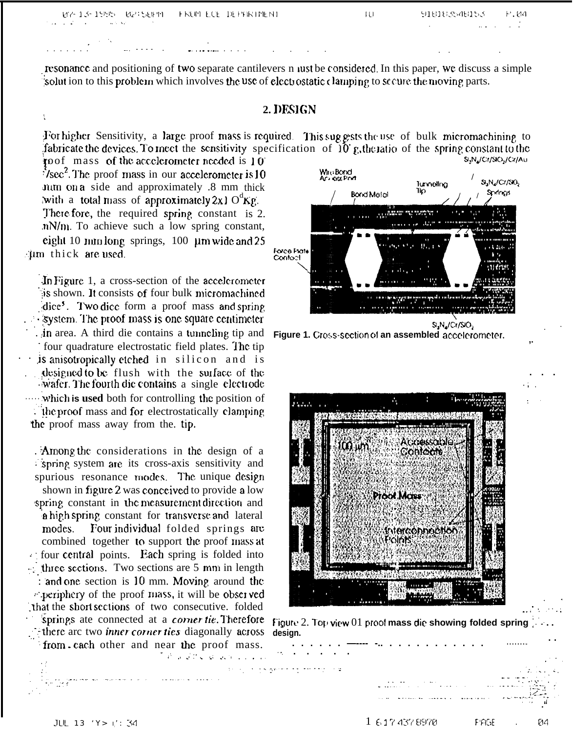resonance and positioning of two separate cantilevers must be considered. In this paper, we discuss a simple solution to this problem which involves the use of electrostatic clamping to secure the moving parts.

## 2. DESIGN

For higher Sensitivity, a large proof mass is required. This suggests the use of bulk micromachining to fabricate the devices. To meet the sensitivity specification of $10^{-8}$ g, the ratio of the spring constant to the proof mass of the accelerometer needed is $10^{-3}$ /sec$^2$. The proof mass in our accelerometer is 10 mm on a side and approximately .8 mm thick with a total mass of approximately $2\times10^{-4}$ Kg. Therefore, the required spring constant is 2. mN/m. To achieve such a low spring constant, eight 10 mm long springs, 100 µm wide and 25 µm thick are used.

In Figure 1, a cross-section of the accelerometer is shown. It consists of four bulk micromachined dice[5]. Two dice form a proof mass and spring system. The proof mass is one square centimeter in area. A third die contains a tunneling tip and four quadrature electrostatic field plates. The tip is anisotropically etched in silicon and is designed to be flush with the surface of the wafer. The fourth die contains a single electrode which is used both for controlling the position of the proof mass and for electrostatically clamping the proof mass away from the. tip.

Among the considerations in the design of a spring system are its cross-axis sensitivity and spurious resonance modes. The unique design shown in figure 2 was conceived to provide a low spring constant in the measurement direction and a high spring constant for transverse and lateral modes. Four individual folded springs are combined together to support the proof mass at four central points. Each spring is folded into three sections. Two sections are 5 mm in length and one section is 10 mm. Moving around the periphery of the proof mass, it will be observed that the short sections of two consecutive. folded springs ate connected at a *corner tie*. Therefore there arc two *inner corner ties* diagonally across from each other and near the proof mass.

$Si_3N_4$/Cr/$SiO_2$/Cr/Au

Wire Bond Access Pad

Tunneling Tip

$Si_3N_4$/Cr/$SiO_2$ Springs

Bond Metal

Force Plate Contact

$Si_3N_4$/Cr/$SiO_2$

**Figure 1.** Cross-section of an assembled accelerometer.

100 µm

Accessable Contacts

Proof Mass

Interconnection Points

Figure 2. Top view of proof mass die showing folded spring design.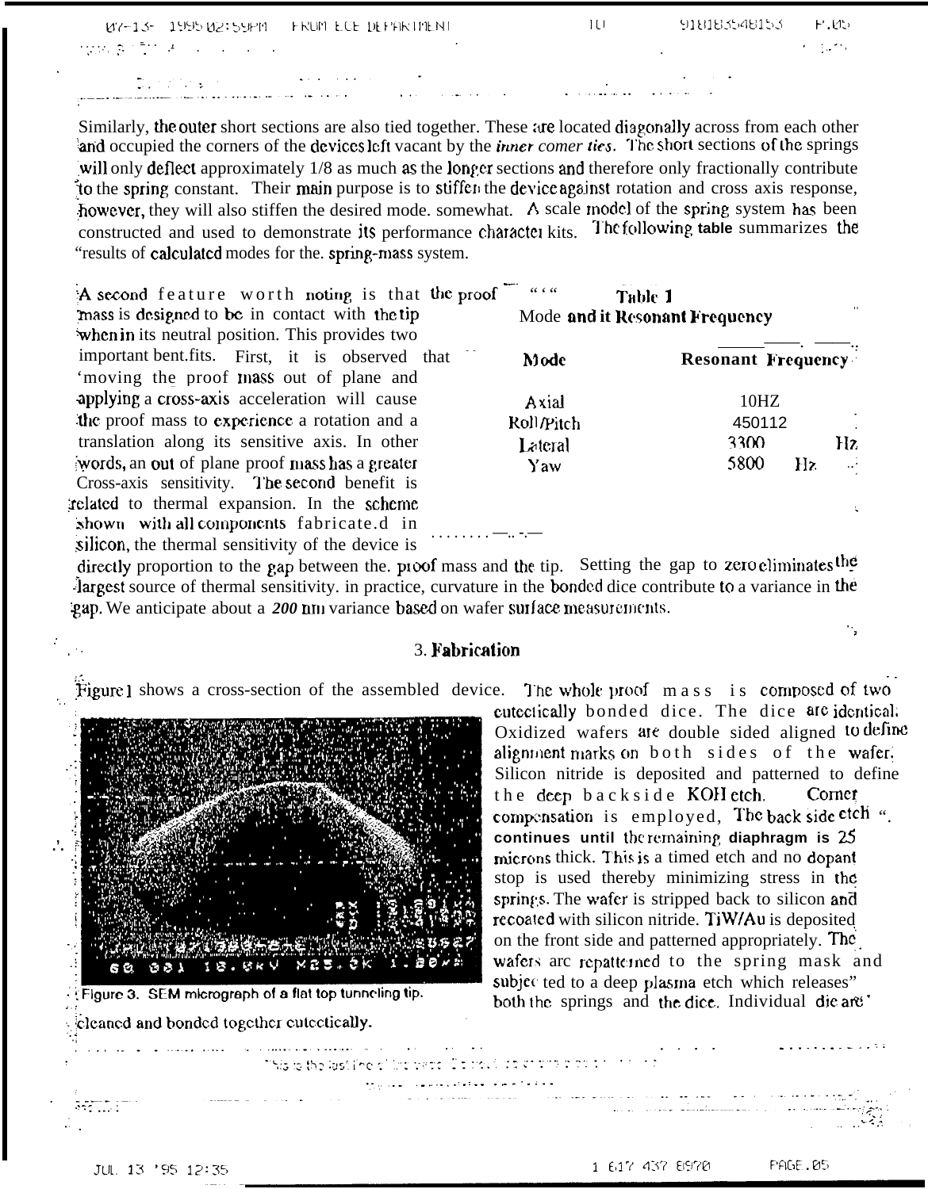Similarly, the outer short sections are also tied together. These are located diagonally across from each other and occupied the corners of the devices left vacant by the *inner comer ties*. The short sections of the springs will only deflect approximately 1/8 as much as the longer sections and therefore only fractionally contribute to the spring constant. Their main purpose is to stiffen the device against rotation and cross axis response, however, they will also stiffen the desired mode. somewhat. A scale model of the spring system has been constructed and used to demonstrate its performance characteristics. The following table summarizes the "results of calculated modes for the. spring-mass system.

A second feature worth noting is that the proof mass is designed to be in contact with the tip when in its neutral position. This provides two important benefits. First, it is observed that 'moving the proof mass out of plane and applying a cross-axis acceleration will cause the proof mass to experience a rotation and a translation along its sensitive axis. In other words, an out of plane proof mass has a greater Cross-axis sensitivity. The second benefit is related to thermal expansion. In the scheme shown with all components fabricate.d in silicon, the thermal sensitivity of the device is directly proportion to the gap between the. proof mass and the tip. Setting the gap to zero eliminates the largest source of thermal sensitivity. in practice, curvature in the bonded dice contribute to a variance in the gap. We anticipate about a ***200*** nm variance based on wafer surface measurements.

**Table 1**

Mode and it Resonant Frequency

| Mode | Resonant Frequency |
|---|---|
| Axial | 10HZ |
| Roll/Pitch | 450112 |
| Lateral | 3300 Hz |
| Yaw | 5800 Hz |

## 3. Fabrication

Figure 1 shows a cross-section of the assembled device. The whole proof mass is composed of two eutectically bonded dice. The dice are identical. Oxidized wafers are double sided aligned to define alignment marks on both sides of the wafer. Silicon nitride is deposited and patterned to define the deep backside KOH etch. Corner compensation is employed, The back side etch continues until the remaining diaphragm is 25 microns thick. This is a timed etch and no dopant stop is used thereby minimizing stress in the springs. The wafer is stripped back to silicon and recoated with silicon nitride. TiW/Au is deposited on the front side and patterned appropriately. The wafers are repatterned to the spring mask and subjected to a deep plasma etch which releases" both the springs and the dice. Individual die are cleaned and bonded together eutectically.

Figure 3. SEM micrograph of a flat top tunneling tip.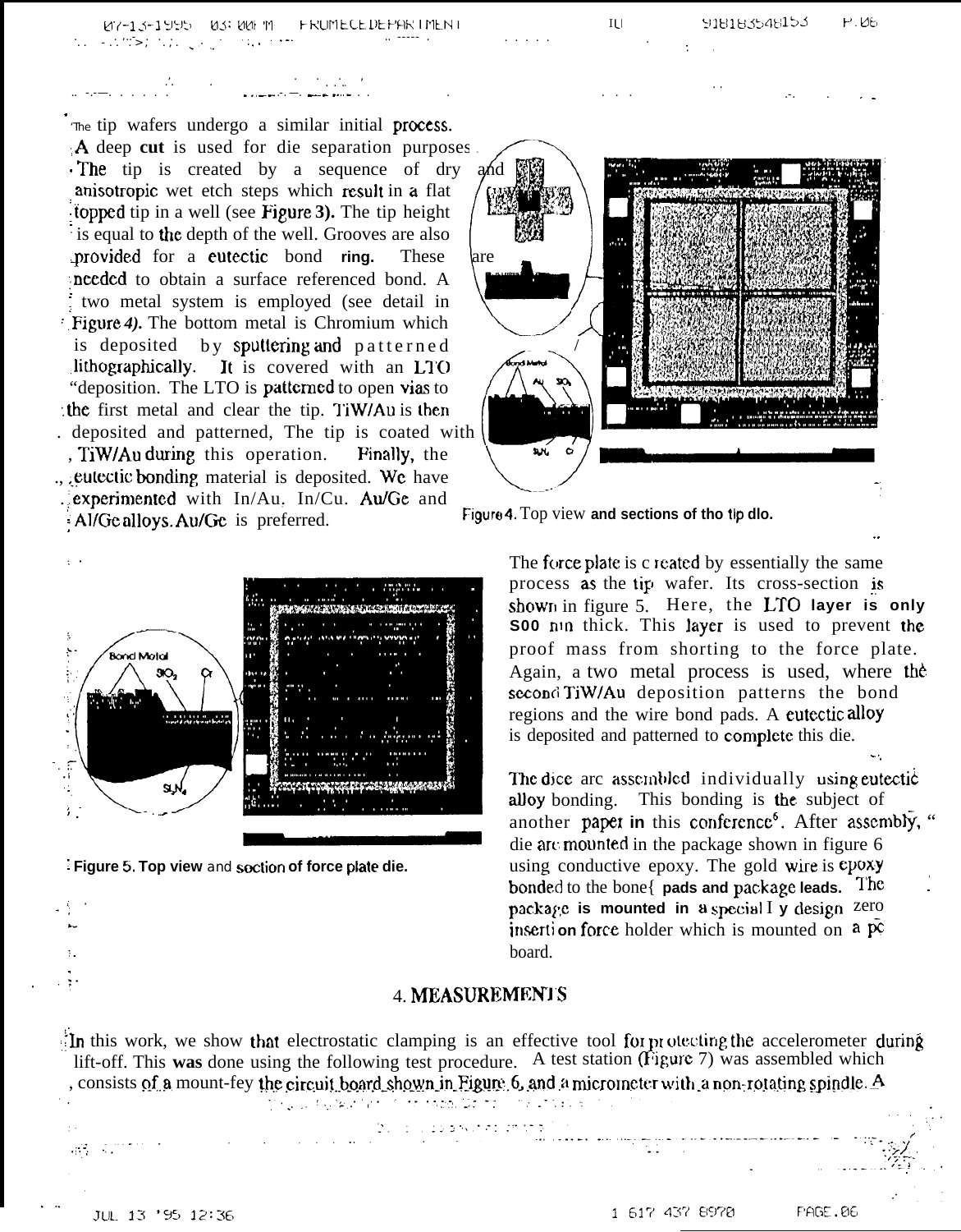The tip wafers undergo a similar initial process. A deep cut is used for die separation purposes. The tip is created by a sequence of dry and anisotropic wet etch steps which result in a flat topped tip in a well (see Figure 3). The tip height is equal to the depth of the well. Grooves are also provided for a eutectic bond ring. These are needed to obtain a surface referenced bond. A two metal system is employed (see detail in Figure 4). The bottom metal is Chromium which is deposited by sputtering and patterned lithographically. It is covered with an LTO "deposition. The LTO is patterned to open vias to the first metal and clear the tip. TiW/Au is then deposited and patterned, The tip is coated with TiW/Au during this operation. Finally, the eutectic bonding material is deposited. We have experimented with In/Au. In/Cu. Au/Ge and Al/Ge alloys. Au/Ge is preferred.

Bond Metal
Au
$SiO_2$
$Si_3N_4$
Cr

Figure 4. Top view and sections of tho tip dlo.

Bond Metal
$SiO_2$
Cr
$Si_3N_4$

Figure 5. Top view and section of force plate die.

The force plate is created by essentially the same process as the tip wafer. Its cross-section is shown in figure 5. Here, the LTO layer is only 500 nm thick. This layer is used to prevent the proof mass from shorting to the force plate. Again, a two metal process is used, where the second TiW/Au deposition patterns the bond regions and the wire bond pads. A eutectic alloy is deposited and patterned to complete this die.

The dice are assembled individually using eutectic alloy bonding. This bonding is the subject of another paper in this conference[6]. After assembly, " die are mounted in the package shown in figure 6 using conductive epoxy. The gold wire is epoxy bonded to the bond pads and package leads. The package is mounted in a specially design zero insertion force holder which is mounted on a pc board.

## 4. MEASUREMENTS

In this work, we show that electrostatic clamping is an effective tool for protecting the accelerometer during lift-off. This was done using the following test procedure. A test station (Figure 7) was assembled which consists of a mount-fey the circuit board shown in Figure 6, and a micrometer with a non-rotating spindle. A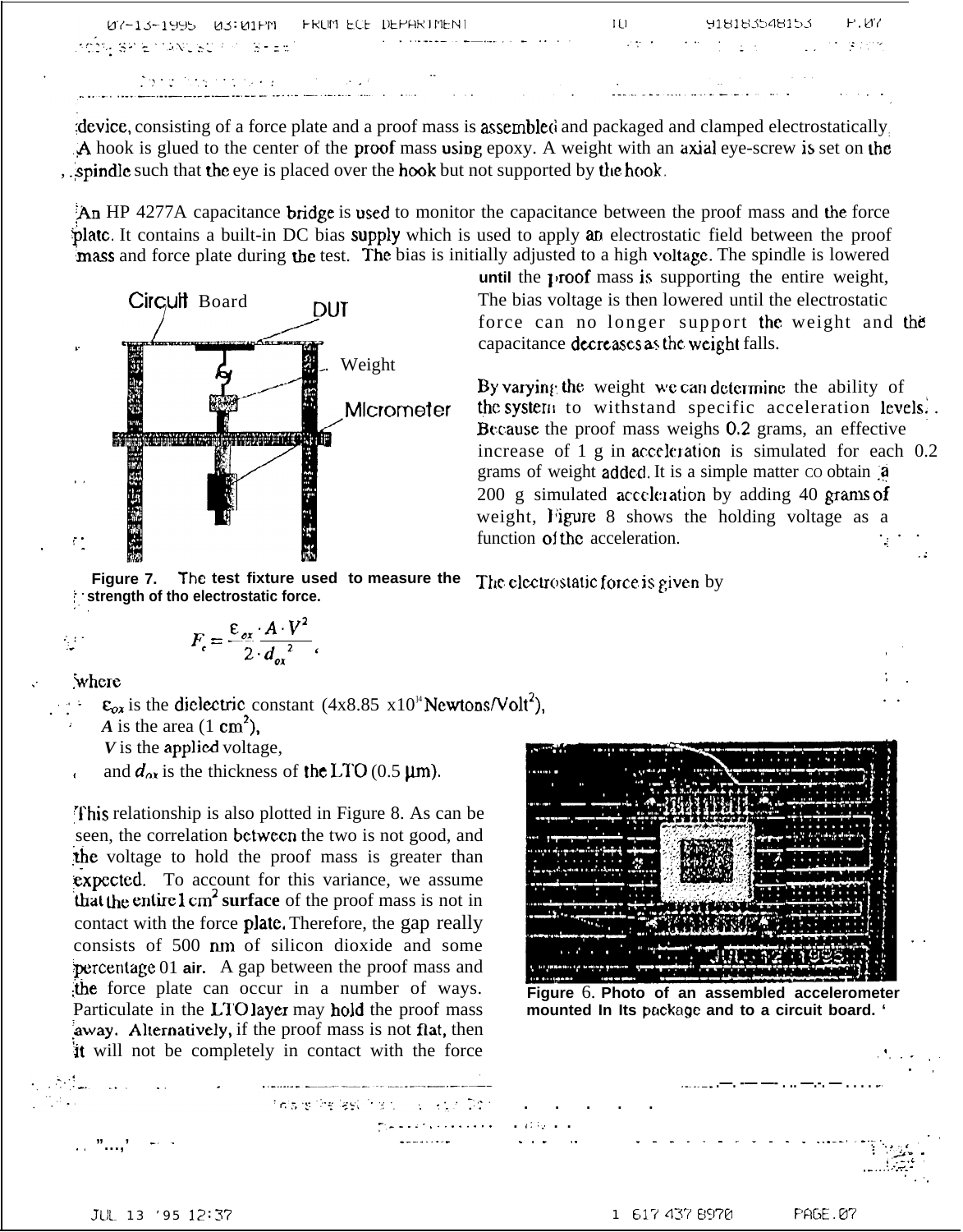device, consisting of a force plate and a proof mass is assembled and packaged and clamped electrostatically. A hook is glued to the center of the proof mass using epoxy. A weight with an axial eye-screw is set on the spindle such that the eye is placed over the hook but not supported by the hook.

An HP 4277A capacitance bridge is used to monitor the capacitance between the proof mass and the force plate. It contains a built-in DC bias supply which is used to apply an electrostatic field between the proof mass and force plate during the test. The bias is initially adjusted to a high voltage. The spindle is lowered until the proof mass is supporting the entire weight, The bias voltage is then lowered until the electrostatic force can no longer support the weight and the capacitance decreases as the weight falls.

Circuit Board

DUT

Weight

Micrometer

**Figure 7. The test fixture used to measure the strength of tho electrostatic force.**

By varying the weight we can determine the ability of the system to withstand specific acceleration levels. Because the proof mass weighs 0.2 grams, an effective increase of 1 g in acceleration is simulated for each 0.2 grams of weight added. It is a simple matter to obtain a 200 g simulated acceleration by adding 40 grams of weight, Figure 8 shows the holding voltage as a function of the acceleration.

The electrostatic force is given by

$$F_e = \frac{\varepsilon_{ox} \cdot A \cdot V^2}{2 \cdot d_{ox}^2},$$

where

$\varepsilon_{ox}$ is the dielectric constant (4x8.85 x$10^{14}$ Newtons/Volt$^2$),
$A$ is the area (1 cm$^2$),
$V$ is the applied voltage,
and $d_{ox}$ is the thickness of the LTO (0.5 µm).

This relationship is also plotted in Figure 8. As can be seen, the correlation between the two is not good, and the voltage to hold the proof mass is greater than expected. To account for this variance, we assume that the entire 1 cm$^2$ **surface** of the proof mass is not in contact with the force plate. Therefore, the gap really consists of 500 nm of silicon dioxide and some percentage 01 air. A gap between the proof mass and the force plate can occur in a number of ways. Particulate in the LTO layer may hold the proof mass away. Alternatively, if the proof mass is not flat, then it will not be completely in contact with the force

**Figure 6. Photo of an assembled accelerometer mounted In Its package and to a circuit board.**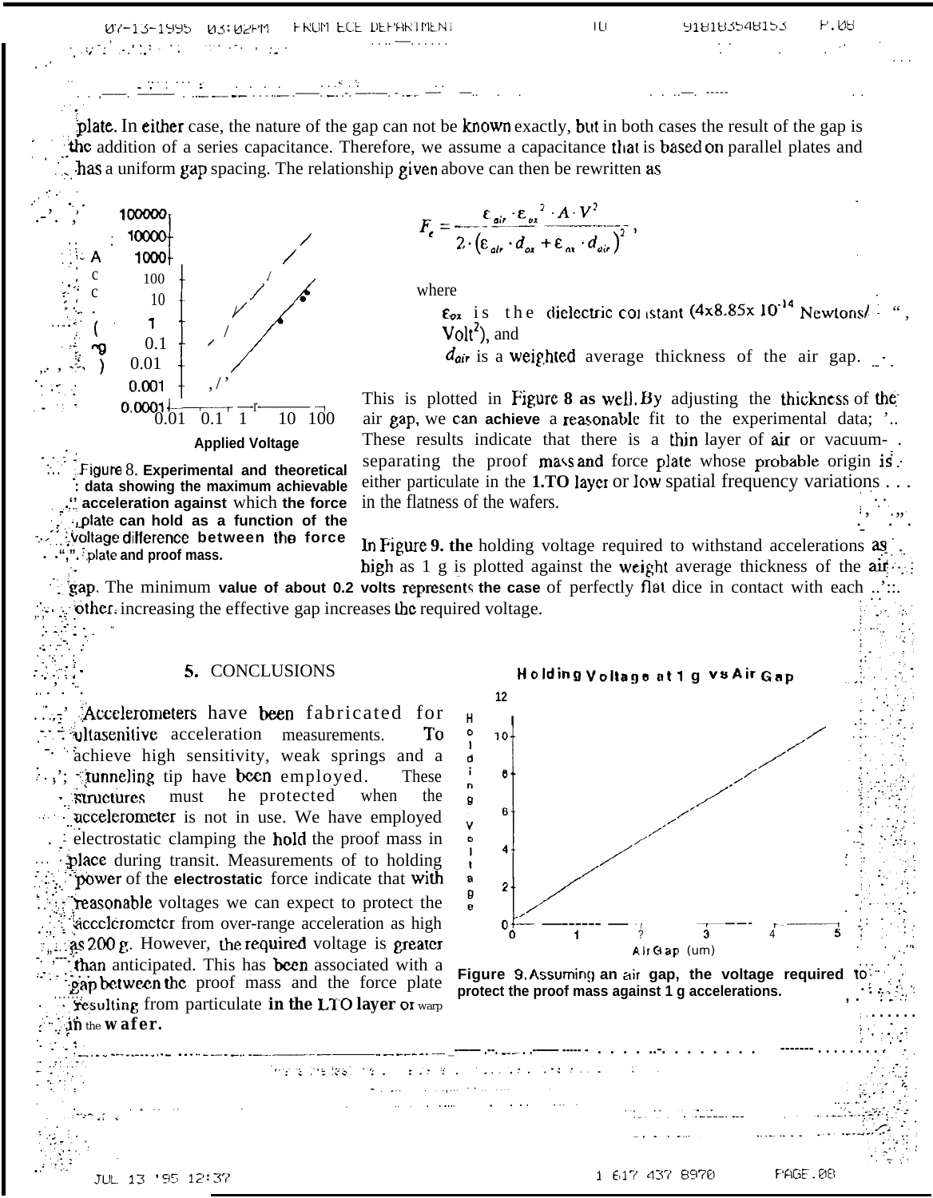plate. In either case, the nature of the gap can not be known exactly, but in both cases the result of the gap is the addition of a series capacitance. Therefore, we assume a capacitance that is based on parallel plates and has a uniform gap spacing. The relationship given above can then be rewritten as

$$F_e = \frac{\varepsilon_{air} \cdot \varepsilon_{ox}^2 \cdot A \cdot V^2}{2 \cdot (\varepsilon_{air} \cdot d_{ox} + \varepsilon_{ox} \cdot d_{air})^2},$$

where

$\varepsilon_{ox}$ is the dielectric constant ($4 \times 8.85 \times 10^{-14}$ Newtons/Volt$^2$), and

$d_{air}$ is a weighted average thickness of the air gap.

This is plotted in Figure 8 as well. By adjusting the thickness of the air gap, we can achieve a reasonable fit to the experimental data; These results indicate that there is a thin layer of air or vacuum separating the proof mass and force plate whose probable origin is either particulate in the LTO layer or low spatial frequency variations in the flatness of the wafers.

Acc. (g)

100000
10000
1000
100
10
1
0.1
0.01
0.001
0.0001

0.01 0.1 1 10 100

Applied Voltage

**Figure 8. Experimental and theoretical data showing the maximum achievable acceleration against which the force plate can hold as a function of the voltage difference between the force plate and proof mass.**

In Figure 9. the holding voltage required to withstand accelerations as high as 1 g is plotted against the weight average thickness of the air gap. The minimum value of about 0.2 volts represents the case of perfectly flat dice in contact with each other. increasing the effective gap increases the required voltage.

## 5. CONCLUSIONS

Accelerometers have been fabricated for ultasenitive acceleration measurements. To achieve high sensitivity, weak springs and a tunneling tip have been employed. These structures must he protected when the accelerometer is not in use. We have employed electrostatic clamping the hold the proof mass in place during transit. Measurements of to holding power of the electrostatic force indicate that with reasonable voltages we can expect to protect the accelerometer from over-range acceleration as high as 200 g. However, the required voltage is greater than anticipated. This has been associated with a gap between the proof mass and the force plate resulting from particulate in the LTO layer or warp in the wafer.

Holding Voltage at 1 g vs Air Gap

Holding Voltage

12
10
8
6
4
2
0

0 1 2 3 4 5

Air Gap (um)

**Figure 9. Assuming an air gap, the voltage required to protect the proof mass against 1 g accelerations.**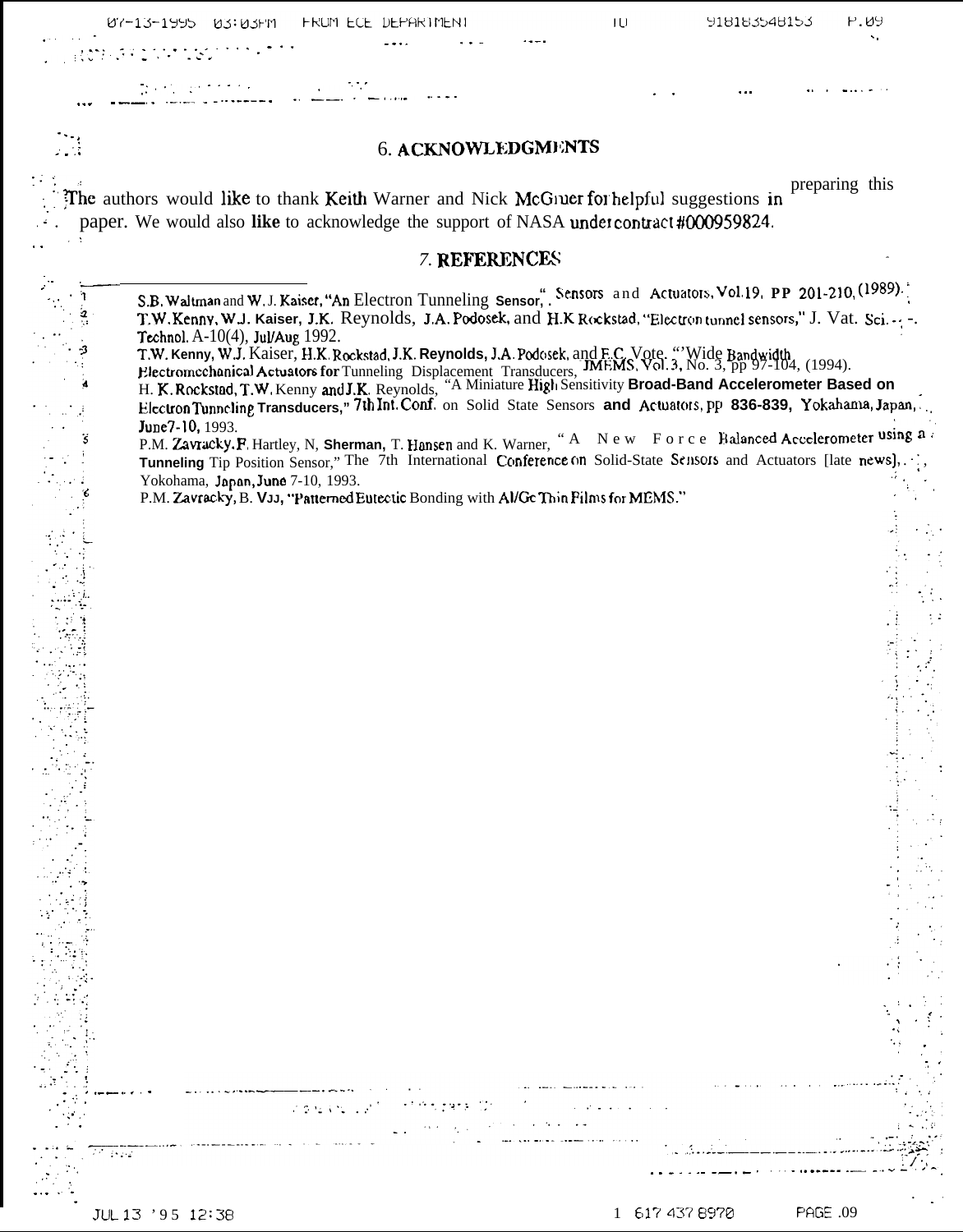## 6. ACKNOWLEDGMENTS

The authors would like to thank Keith Warner and Nick McGruer for helpful suggestions in preparing this paper. We would also like to acknowledge the support of NASA under contract #000959824.

## 7. REFERENCES

1. S.B. Waltman and W.J. Kaiser, "An Electron Tunneling Sensor," Sensors and Actuators, Vol.19, PP 201-210, (1989).
2. T.W. Kenny, W.J. Kaiser, J.K. Reynolds, J.A. Podosek, and H.K Rockstad, "Electron tunnel sensors," J. Vat. Sci. Technol. A-10(4), Jul/Aug 1992.
3. T.W. Kenny, W.J. Kaiser, H.K. Rockstad, J.K. Reynolds, J.A. Podosek, and E.C. Vote, "Wide Bandwidth Electromechanical Actuators for Tunneling Displacement Transducers, JMEMS, Vol. 3, No. 3, pp 97-104, (1994).
4. H. K. Rockstad, T.W. Kenny and J.K. Reynolds, "A Miniature High Sensitivity Broad-Band Accelerometer Based on Electron Tunneling Transducers," 7th Int. Conf. on Solid State Sensors and Actuators, pp 836-839, Yokahama, Japan, June 7-10, 1993.
5. P.M. Zavracky, F. Hartley, N. Sherman, T. Hansen and K. Warner, "A New Force Balanced Accelerometer using a Tunneling Tip Position Sensor," The 7th International Conference on Solid-State Sensors and Actuators [late news], Yokohama, Japan, June 7-10, 1993.
6. P.M. Zavracky, B. Vu, "Patterned Eutectic Bonding with Al/Ge Thin Films for MEMS."